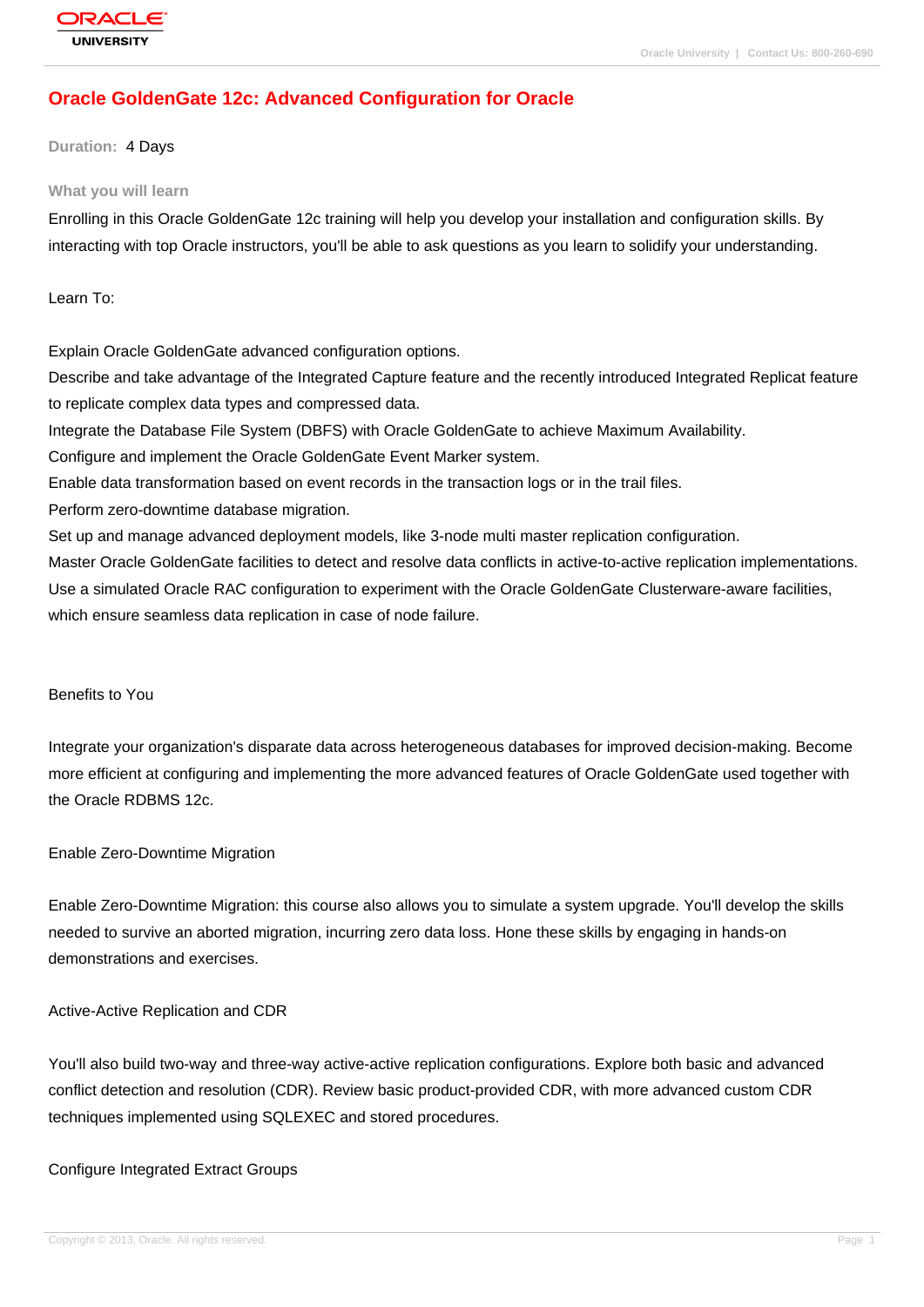# Oracle GoldenGate 12c: Advanced Configuration for Oracle

**Duration:** 4 Days

### What you will learn

Enrolling in this Oracle GoldenGate 12c training will help you develop your installation and configuration skills. By interacting with top Oracle instructors, you'll be able to ask questions as you learn to solidify your understanding.

Learn To:

Explain Oracle GoldenGate advanced configuration options.
Describe and take advantage of the Integrated Capture feature and the recently introduced Integrated Replicat feature to replicate complex data types and compressed data.
Integrate the Database File System (DBFS) with Oracle GoldenGate to achieve Maximum Availability.
Configure and implement the Oracle GoldenGate Event Marker system.
Enable data transformation based on event records in the transaction logs or in the trail files.
Perform zero-downtime database migration.
Set up and manage advanced deployment models, like 3-node multi master replication configuration.
Master Oracle GoldenGate facilities to detect and resolve data conflicts in active-to-active replication implementations.
Use a simulated Oracle RAC configuration to experiment with the Oracle GoldenGate Clusterware-aware facilities, which ensure seamless data replication in case of node failure.

Benefits to You

Integrate your organization's disparate data across heterogeneous databases for improved decision-making. Become more efficient at configuring and implementing the more advanced features of Oracle GoldenGate used together with the Oracle RDBMS 12c.

Enable Zero-Downtime Migration

Enable Zero-Downtime Migration: this course also allows you to simulate a system upgrade. You'll develop the skills needed to survive an aborted migration, incurring zero data loss. Hone these skills by engaging in hands-on demonstrations and exercises.

Active-Active Replication and CDR

You'll also build two-way and three-way active-active replication configurations. Explore both basic and advanced conflict detection and resolution (CDR). Review basic product-provided CDR, with more advanced custom CDR techniques implemented using SQLEXEC and stored procedures.

Configure Integrated Extract Groups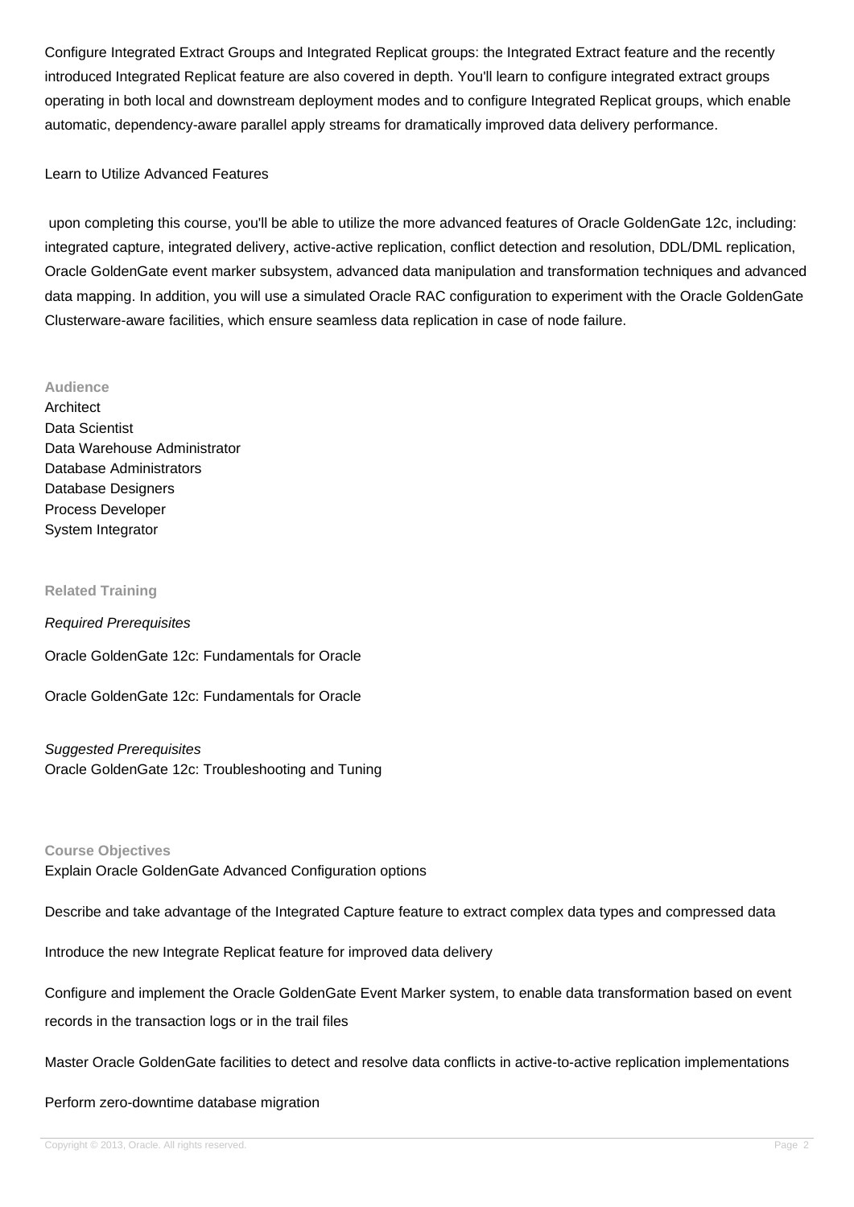Configure Integrated Extract Groups and Integrated Replicat groups: the Integrated Extract feature and the recently introduced Integrated Replicat feature are also covered in depth. You'll learn to configure integrated extract groups operating in both local and downstream deployment modes and to configure Integrated Replicat groups, which enable automatic, dependency-aware parallel apply streams for dramatically improved data delivery performance.

Learn to Utilize Advanced Features

upon completing this course, you'll be able to utilize the more advanced features of Oracle GoldenGate 12c, including: integrated capture, integrated delivery, active-active replication, conflict detection and resolution, DDL/DML replication, Oracle GoldenGate event marker subsystem, advanced data manipulation and transformation techniques and advanced data mapping. In addition, you will use a simulated Oracle RAC configuration to experiment with the Oracle GoldenGate Clusterware-aware facilities, which ensure seamless data replication in case of node failure.

### Audience

Architect
Data Scientist
Data Warehouse Administrator
Database Administrators
Database Designers
Process Developer
System Integrator

### Related Training

*Required Prerequisites*

Oracle GoldenGate 12c: Fundamentals for Oracle

Oracle GoldenGate 12c: Fundamentals for Oracle

*Suggested Prerequisites*
Oracle GoldenGate 12c: Troubleshooting and Tuning

### Course Objectives

Explain Oracle GoldenGate Advanced Configuration options

Describe and take advantage of the Integrated Capture feature to extract complex data types and compressed data

Introduce the new Integrate Replicat feature for improved data delivery

Configure and implement the Oracle GoldenGate Event Marker system, to enable data transformation based on event records in the transaction logs or in the trail files

Master Oracle GoldenGate facilities to detect and resolve data conflicts in active-to-active replication implementations

Perform zero-downtime database migration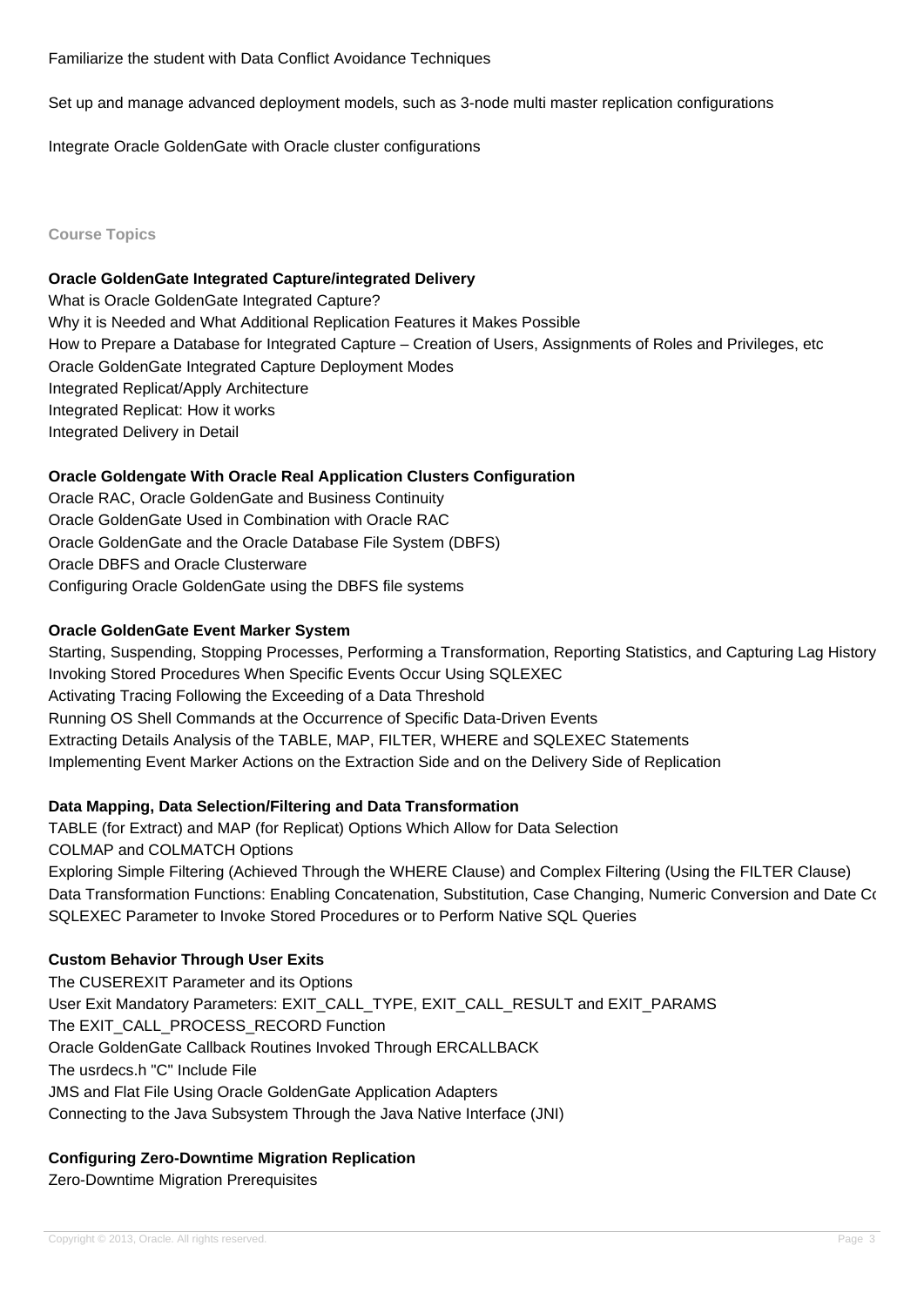Familiarize the student with Data Conflict Avoidance Techniques

Set up and manage advanced deployment models, such as 3-node multi master replication configurations

Integrate Oracle GoldenGate with Oracle cluster configurations

**Course Topics**

**Oracle GoldenGate Integrated Capture/integrated Delivery**

What is Oracle GoldenGate Integrated Capture?
Why it is Needed and What Additional Replication Features it Makes Possible
How to Prepare a Database for Integrated Capture – Creation of Users, Assignments of Roles and Privileges, etc
Oracle GoldenGate Integrated Capture Deployment Modes
Integrated Replicat/Apply Architecture
Integrated Replicat: How it works
Integrated Delivery in Detail

**Oracle Goldengate With Oracle Real Application Clusters Configuration**

Oracle RAC, Oracle GoldenGate and Business Continuity
Oracle GoldenGate Used in Combination with Oracle RAC
Oracle GoldenGate and the Oracle Database File System (DBFS)
Oracle DBFS and Oracle Clusterware
Configuring Oracle GoldenGate using the DBFS file systems

**Oracle GoldenGate Event Marker System**

Starting, Suspending, Stopping Processes, Performing a Transformation, Reporting Statistics, and Capturing Lag History
Invoking Stored Procedures When Specific Events Occur Using SQLEXEC
Activating Tracing Following the Exceeding of a Data Threshold
Running OS Shell Commands at the Occurrence of Specific Data-Driven Events
Extracting Details Analysis of the TABLE, MAP, FILTER, WHERE and SQLEXEC Statements
Implementing Event Marker Actions on the Extraction Side and on the Delivery Side of Replication

**Data Mapping, Data Selection/Filtering and Data Transformation**

TABLE (for Extract) and MAP (for Replicat) Options Which Allow for Data Selection
COLMAP and COLMATCH Options
Exploring Simple Filtering (Achieved Through the WHERE Clause) and Complex Filtering (Using the FILTER Clause)
Data Transformation Functions: Enabling Concatenation, Substitution, Case Changing, Numeric Conversion and Date Co
SQLEXEC Parameter to Invoke Stored Procedures or to Perform Native SQL Queries

**Custom Behavior Through User Exits**

The CUSEREXIT Parameter and its Options
User Exit Mandatory Parameters: EXIT_CALL_TYPE, EXIT_CALL_RESULT and EXIT_PARAMS
The EXIT_CALL_PROCESS_RECORD Function
Oracle GoldenGate Callback Routines Invoked Through ERCALLBACK
The usrdecs.h "C" Include File
JMS and Flat File Using Oracle GoldenGate Application Adapters
Connecting to the Java Subsystem Through the Java Native Interface (JNI)

**Configuring Zero-Downtime Migration Replication**

Zero-Downtime Migration Prerequisites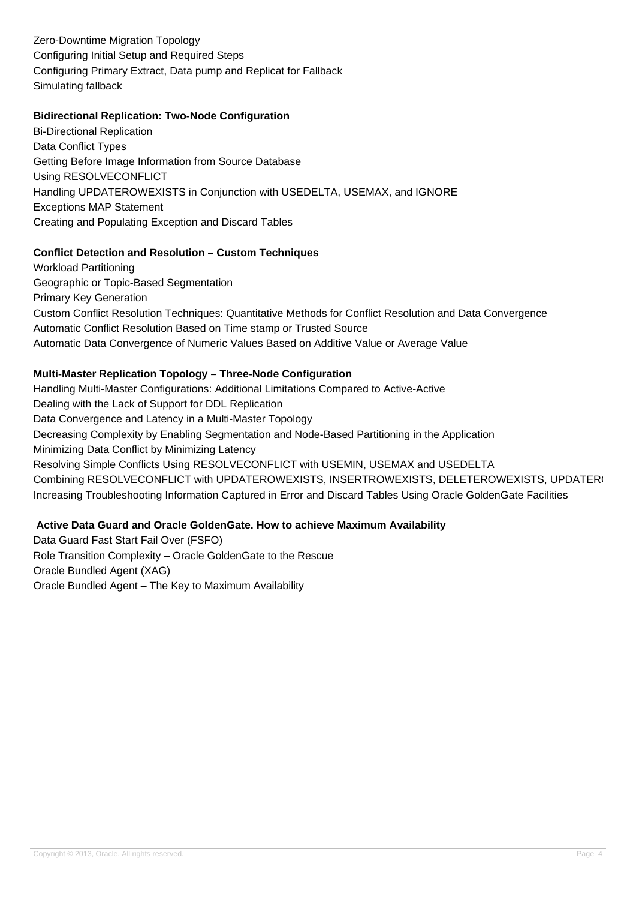Zero-Downtime Migration Topology
Configuring Initial Setup and Required Steps
Configuring Primary Extract, Data pump and Replicat for Fallback
Simulating fallback

**Bidirectional Replication: Two-Node Configuration**

Bi-Directional Replication
Data Conflict Types
Getting Before Image Information from Source Database
Using RESOLVECONFLICT
Handling UPDATEROWEXISTS in Conjunction with USEDELTA, USEMAX, and IGNORE
Exceptions MAP Statement
Creating and Populating Exception and Discard Tables

**Conflict Detection and Resolution – Custom Techniques**

Workload Partitioning
Geographic or Topic-Based Segmentation
Primary Key Generation
Custom Conflict Resolution Techniques: Quantitative Methods for Conflict Resolution and Data Convergence
Automatic Conflict Resolution Based on Time stamp or Trusted Source
Automatic Data Convergence of Numeric Values Based on Additive Value or Average Value

**Multi-Master Replication Topology – Three-Node Configuration**

Handling Multi-Master Configurations: Additional Limitations Compared to Active-Active
Dealing with the Lack of Support for DDL Replication
Data Convergence and Latency in a Multi-Master Topology
Decreasing Complexity by Enabling Segmentation and Node-Based Partitioning in the Application
Minimizing Data Conflict by Minimizing Latency
Resolving Simple Conflicts Using RESOLVECONFLICT with USEMIN, USEMAX and USEDELTA
Combining RESOLVECONFLICT with UPDATEROWEXISTS, INSERTROWEXISTS, DELETEROWEXISTS, UPDATER
Increasing Troubleshooting Information Captured in Error and Discard Tables Using Oracle GoldenGate Facilities

**Active Data Guard and Oracle GoldenGate. How to achieve Maximum Availability**

Data Guard Fast Start Fail Over (FSFO)
Role Transition Complexity – Oracle GoldenGate to the Rescue
Oracle Bundled Agent (XAG)
Oracle Bundled Agent – The Key to Maximum Availability